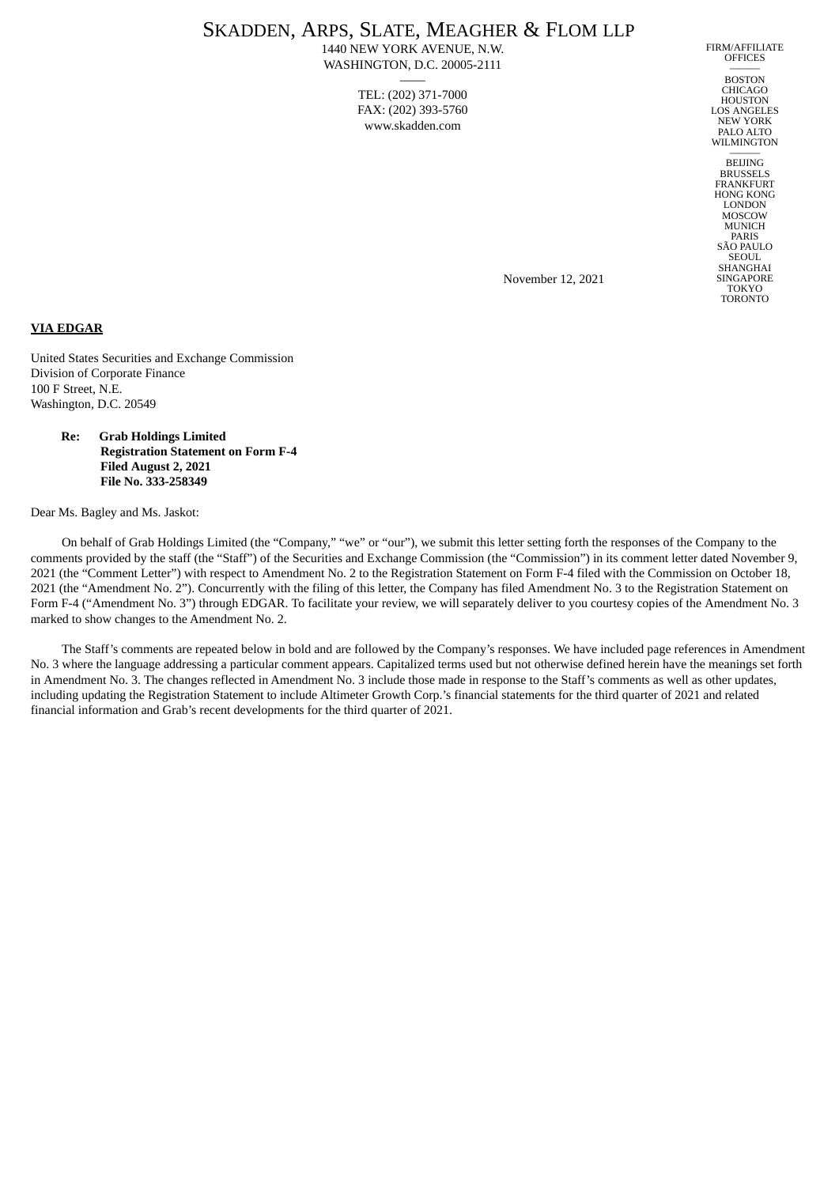# SKADDEN, ARPS, SLATE, MEAGHER & FLOM LLP

1440 NEW YORK AVENUE, N.W.
WASHINGTON, D.C. 20005-2111

TEL: (202) 371-7000
FAX: (202) 393-5760
www.skadden.com

FIRM/AFFILIATE OFFICES

BOSTON
CHICAGO
HOUSTON
LOS ANGELES
NEW YORK
PALO ALTO
WILMINGTON

BEIJING
BRUSSELS
FRANKFURT
HONG KONG
LONDON
MOSCOW
MUNICH
PARIS
SÃO PAULO
SEOUL
SHANGHAI
SINGAPORE
TOKYO
TORONTO

November 12, 2021

**VIA EDGAR**

United States Securities and Exchange Commission
Division of Corporate Finance
100 F Street, N.E.
Washington, D.C. 20549

**Re: Grab Holdings Limited**
**Registration Statement on Form F-4**
**Filed August 2, 2021**
**File No. 333-258349**

Dear Ms. Bagley and Ms. Jaskot:

On behalf of Grab Holdings Limited (the "Company," "we" or "our"), we submit this letter setting forth the responses of the Company to the comments provided by the staff (the "Staff") of the Securities and Exchange Commission (the "Commission") in its comment letter dated November 9, 2021 (the "Comment Letter") with respect to Amendment No. 2 to the Registration Statement on Form F-4 filed with the Commission on October 18, 2021 (the "Amendment No. 2"). Concurrently with the filing of this letter, the Company has filed Amendment No. 3 to the Registration Statement on Form F-4 ("Amendment No. 3") through EDGAR. To facilitate your review, we will separately deliver to you courtesy copies of the Amendment No. 3 marked to show changes to the Amendment No. 2.

The Staff's comments are repeated below in bold and are followed by the Company's responses. We have included page references in Amendment No. 3 where the language addressing a particular comment appears. Capitalized terms used but not otherwise defined herein have the meanings set forth in Amendment No. 3. The changes reflected in Amendment No. 3 include those made in response to the Staff's comments as well as other updates, including updating the Registration Statement to include Altimeter Growth Corp.'s financial statements for the third quarter of 2021 and related financial information and Grab's recent developments for the third quarter of 2021.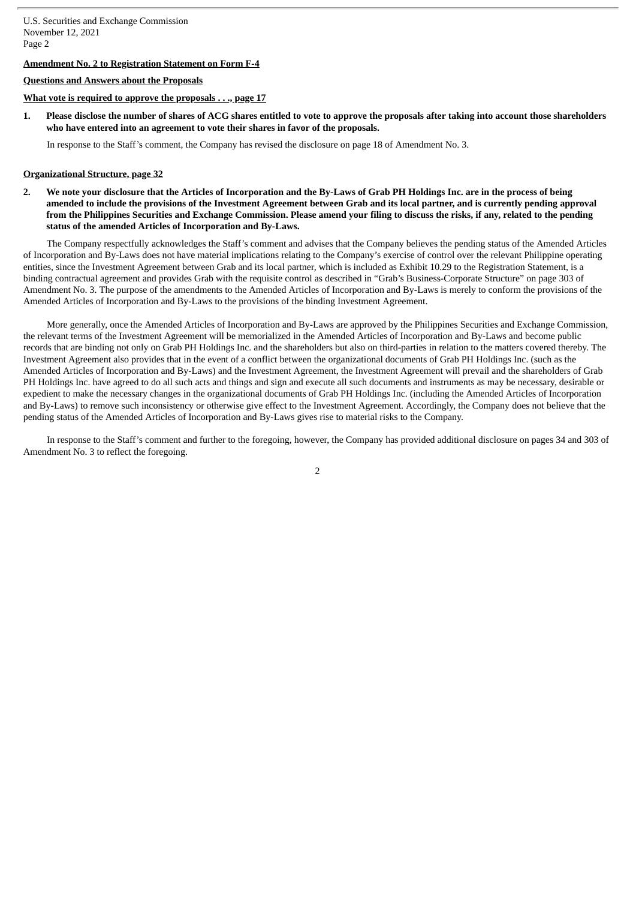**Amendment No. 2 to Registration Statement on Form F-4**

**Questions and Answers about the Proposals**

**What vote is required to approve the proposals . . ., page 17**

1. **Please disclose the number of shares of ACG shares entitled to vote to approve the proposals after taking into account those shareholders who have entered into an agreement to vote their shares in favor of the proposals.**

   In response to the Staff's comment, the Company has revised the disclosure on page 18 of Amendment No. 3.

**Organizational Structure, page 32**

2. **We note your disclosure that the Articles of Incorporation and the By-Laws of Grab PH Holdings Inc. are in the process of being amended to include the provisions of the Investment Agreement between Grab and its local partner, and is currently pending approval from the Philippines Securities and Exchange Commission. Please amend your filing to discuss the risks, if any, related to the pending status of the amended Articles of Incorporation and By-Laws.**

The Company respectfully acknowledges the Staff's comment and advises that the Company believes the pending status of the Amended Articles of Incorporation and By-Laws does not have material implications relating to the Company's exercise of control over the relevant Philippine operating entities, since the Investment Agreement between Grab and its local partner, which is included as Exhibit 10.29 to the Registration Statement, is a binding contractual agreement and provides Grab with the requisite control as described in "Grab's Business-Corporate Structure" on page 303 of Amendment No. 3. The purpose of the amendments to the Amended Articles of Incorporation and By-Laws is merely to conform the provisions of the Amended Articles of Incorporation and By-Laws to the provisions of the binding Investment Agreement.

More generally, once the Amended Articles of Incorporation and By-Laws are approved by the Philippines Securities and Exchange Commission, the relevant terms of the Investment Agreement will be memorialized in the Amended Articles of Incorporation and By-Laws and become public records that are binding not only on Grab PH Holdings Inc. and the shareholders but also on third-parties in relation to the matters covered thereby. The Investment Agreement also provides that in the event of a conflict between the organizational documents of Grab PH Holdings Inc. (such as the Amended Articles of Incorporation and By-Laws) and the Investment Agreement, the Investment Agreement will prevail and the shareholders of Grab PH Holdings Inc. have agreed to do all such acts and things and sign and execute all such documents and instruments as may be necessary, desirable or expedient to make the necessary changes in the organizational documents of Grab PH Holdings Inc. (including the Amended Articles of Incorporation and By-Laws) to remove such inconsistency or otherwise give effect to the Investment Agreement. Accordingly, the Company does not believe that the pending status of the Amended Articles of Incorporation and By-Laws gives rise to material risks to the Company.

In response to the Staff's comment and further to the foregoing, however, the Company has provided additional disclosure on pages 34 and 303 of Amendment No. 3 to reflect the foregoing.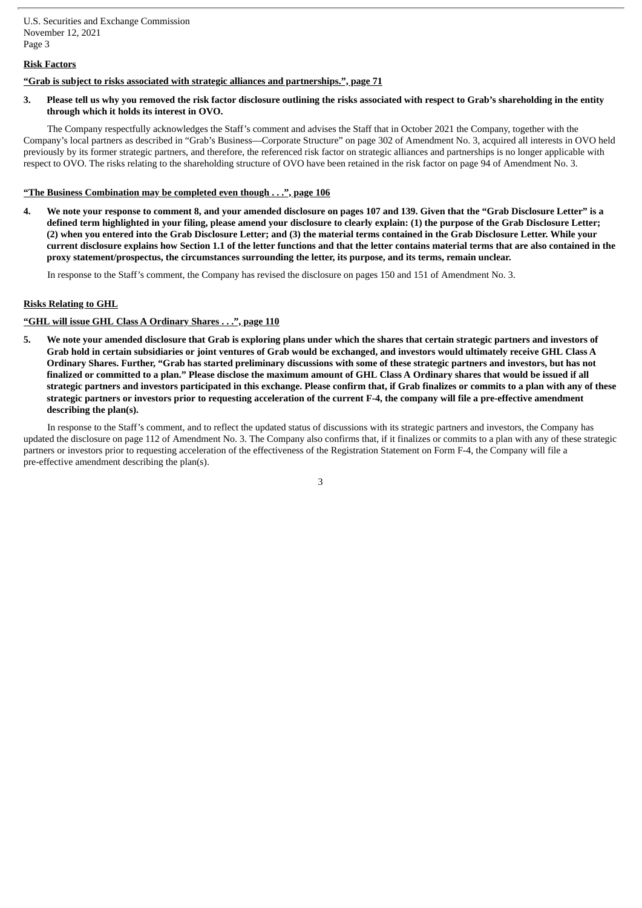**Risk Factors**

**"Grab is subject to risks associated with strategic alliances and partnerships.", page 71**

**3. Please tell us why you removed the risk factor disclosure outlining the risks associated with respect to Grab's shareholding in the entity through which it holds its interest in OVO.**

The Company respectfully acknowledges the Staff's comment and advises the Staff that in October 2021 the Company, together with the Company's local partners as described in "Grab's Business—Corporate Structure" on page 302 of Amendment No. 3, acquired all interests in OVO held previously by its former strategic partners, and therefore, the referenced risk factor on strategic alliances and partnerships is no longer applicable with respect to OVO. The risks relating to the shareholding structure of OVO have been retained in the risk factor on page 94 of Amendment No. 3.

**"The Business Combination may be completed even though . . .", page 106**

**4. We note your response to comment 8, and your amended disclosure on pages 107 and 139. Given that the "Grab Disclosure Letter" is a defined term highlighted in your filing, please amend your disclosure to clearly explain: (1) the purpose of the Grab Disclosure Letter; (2) when you entered into the Grab Disclosure Letter; and (3) the material terms contained in the Grab Disclosure Letter. While your current disclosure explains how Section 1.1 of the letter functions and that the letter contains material terms that are also contained in the proxy statement/prospectus, the circumstances surrounding the letter, its purpose, and its terms, remain unclear.**

In response to the Staff's comment, the Company has revised the disclosure on pages 150 and 151 of Amendment No. 3.

**Risks Relating to GHL**

**"GHL will issue GHL Class A Ordinary Shares . . .", page 110**

**5. We note your amended disclosure that Grab is exploring plans under which the shares that certain strategic partners and investors of Grab hold in certain subsidiaries or joint ventures of Grab would be exchanged, and investors would ultimately receive GHL Class A Ordinary Shares. Further, "Grab has started preliminary discussions with some of these strategic partners and investors, but has not finalized or committed to a plan." Please disclose the maximum amount of GHL Class A Ordinary shares that would be issued if all strategic partners and investors participated in this exchange. Please confirm that, if Grab finalizes or commits to a plan with any of these strategic partners or investors prior to requesting acceleration of the current F-4, the company will file a pre-effective amendment describing the plan(s).**

In response to the Staff's comment, and to reflect the updated status of discussions with its strategic partners and investors, the Company has updated the disclosure on page 112 of Amendment No. 3. The Company also confirms that, if it finalizes or commits to a plan with any of these strategic partners or investors prior to requesting acceleration of the effectiveness of the Registration Statement on Form F-4, the Company will file a pre-effective amendment describing the plan(s).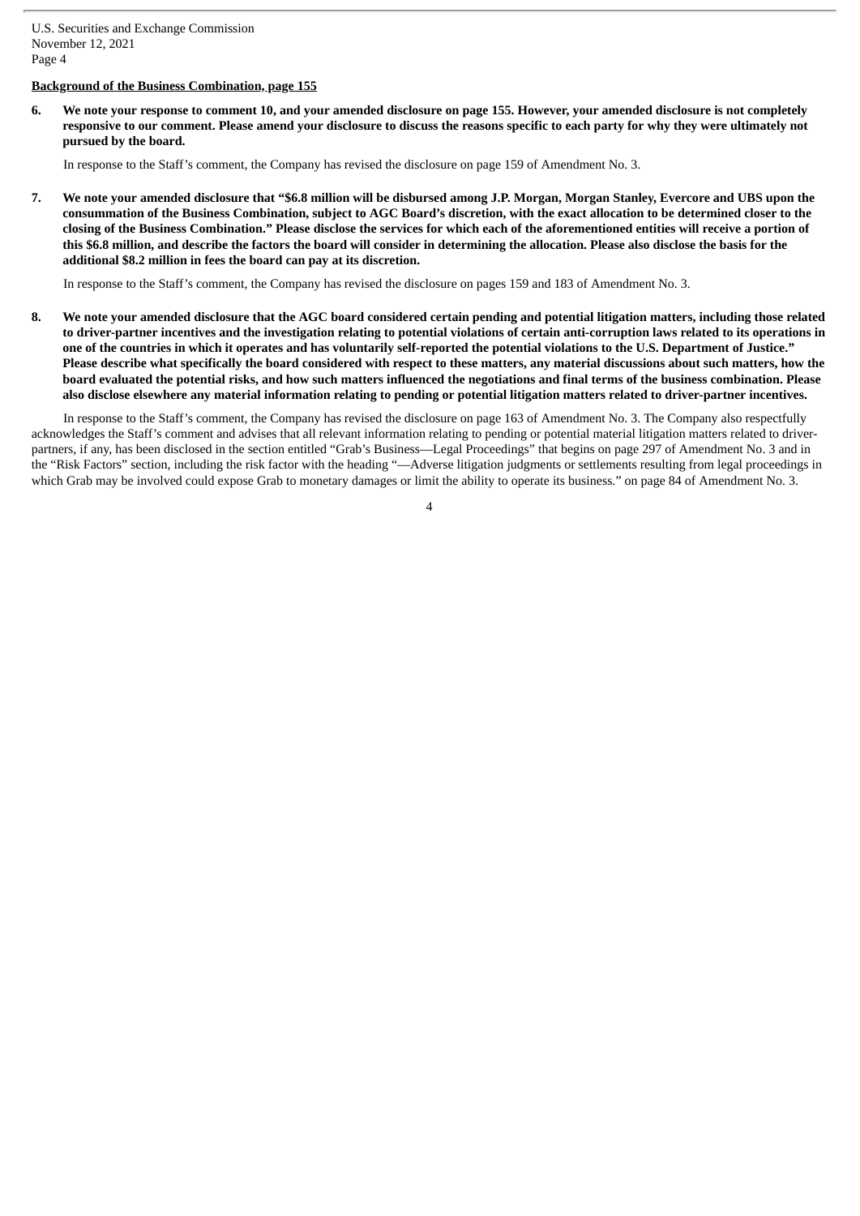**Background of the Business Combination, page 155**

**6. We note your response to comment 10, and your amended disclosure on page 155. However, your amended disclosure is not completely responsive to our comment. Please amend your disclosure to discuss the reasons specific to each party for why they were ultimately not pursued by the board.**

In response to the Staff's comment, the Company has revised the disclosure on page 159 of Amendment No. 3.

**7. We note your amended disclosure that "$6.8 million will be disbursed among J.P. Morgan, Morgan Stanley, Evercore and UBS upon the consummation of the Business Combination, subject to AGC Board's discretion, with the exact allocation to be determined closer to the closing of the Business Combination." Please disclose the services for which each of the aforementioned entities will receive a portion of this $6.8 million, and describe the factors the board will consider in determining the allocation. Please also disclose the basis for the additional $8.2 million in fees the board can pay at its discretion.**

In response to the Staff's comment, the Company has revised the disclosure on pages 159 and 183 of Amendment No. 3.

**8. We note your amended disclosure that the AGC board considered certain pending and potential litigation matters, including those related to driver-partner incentives and the investigation relating to potential violations of certain anti-corruption laws related to its operations in one of the countries in which it operates and has voluntarily self-reported the potential violations to the U.S. Department of Justice." Please describe what specifically the board considered with respect to these matters, any material discussions about such matters, how the board evaluated the potential risks, and how such matters influenced the negotiations and final terms of the business combination. Please also disclose elsewhere any material information relating to pending or potential litigation matters related to driver-partner incentives.**

In response to the Staff's comment, the Company has revised the disclosure on page 163 of Amendment No. 3. The Company also respectfully acknowledges the Staff's comment and advises that all relevant information relating to pending or potential material litigation matters related to driver-partners, if any, has been disclosed in the section entitled "Grab's Business—Legal Proceedings" that begins on page 297 of Amendment No. 3 and in the "Risk Factors" section, including the risk factor with the heading "—Adverse litigation judgments or settlements resulting from legal proceedings in which Grab may be involved could expose Grab to monetary damages or limit the ability to operate its business." on page 84 of Amendment No. 3.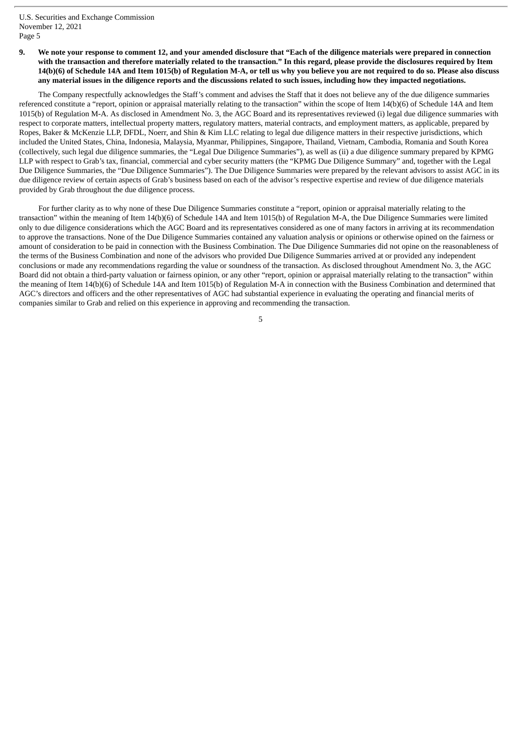**9. We note your response to comment 12, and your amended disclosure that "Each of the diligence materials were prepared in connection with the transaction and therefore materially related to the transaction." In this regard, please provide the disclosures required by Item 14(b)(6) of Schedule 14A and Item 1015(b) of Regulation M-A, or tell us why you believe you are not required to do so. Please also discuss any material issues in the diligence reports and the discussions related to such issues, including how they impacted negotiations.**

The Company respectfully acknowledges the Staff's comment and advises the Staff that it does not believe any of the due diligence summaries referenced constitute a "report, opinion or appraisal materially relating to the transaction" within the scope of Item 14(b)(6) of Schedule 14A and Item 1015(b) of Regulation M-A. As disclosed in Amendment No. 3, the AGC Board and its representatives reviewed (i) legal due diligence summaries with respect to corporate matters, intellectual property matters, regulatory matters, material contracts, and employment matters, as applicable, prepared by Ropes, Baker & McKenzie LLP, DFDL, Noerr, and Shin & Kim LLC relating to legal due diligence matters in their respective jurisdictions, which included the United States, China, Indonesia, Malaysia, Myanmar, Philippines, Singapore, Thailand, Vietnam, Cambodia, Romania and South Korea (collectively, such legal due diligence summaries, the "Legal Due Diligence Summaries"), as well as (ii) a due diligence summary prepared by KPMG LLP with respect to Grab's tax, financial, commercial and cyber security matters (the "KPMG Due Diligence Summary" and, together with the Legal Due Diligence Summaries, the "Due Diligence Summaries"). The Due Diligence Summaries were prepared by the relevant advisors to assist AGC in its due diligence review of certain aspects of Grab's business based on each of the advisor's respective expertise and review of due diligence materials provided by Grab throughout the due diligence process.

For further clarity as to why none of these Due Diligence Summaries constitute a "report, opinion or appraisal materially relating to the transaction" within the meaning of Item 14(b)(6) of Schedule 14A and Item 1015(b) of Regulation M-A, the Due Diligence Summaries were limited only to due diligence considerations which the AGC Board and its representatives considered as one of many factors in arriving at its recommendation to approve the transactions. None of the Due Diligence Summaries contained any valuation analysis or opinions or otherwise opined on the fairness or amount of consideration to be paid in connection with the Business Combination. The Due Diligence Summaries did not opine on the reasonableness of the terms of the Business Combination and none of the advisors who provided Due Diligence Summaries arrived at or provided any independent conclusions or made any recommendations regarding the value or soundness of the transaction. As disclosed throughout Amendment No. 3, the AGC Board did not obtain a third-party valuation or fairness opinion, or any other "report, opinion or appraisal materially relating to the transaction" within the meaning of Item 14(b)(6) of Schedule 14A and Item 1015(b) of Regulation M-A in connection with the Business Combination and determined that AGC's directors and officers and the other representatives of AGC had substantial experience in evaluating the operating and financial merits of companies similar to Grab and relied on this experience in approving and recommending the transaction.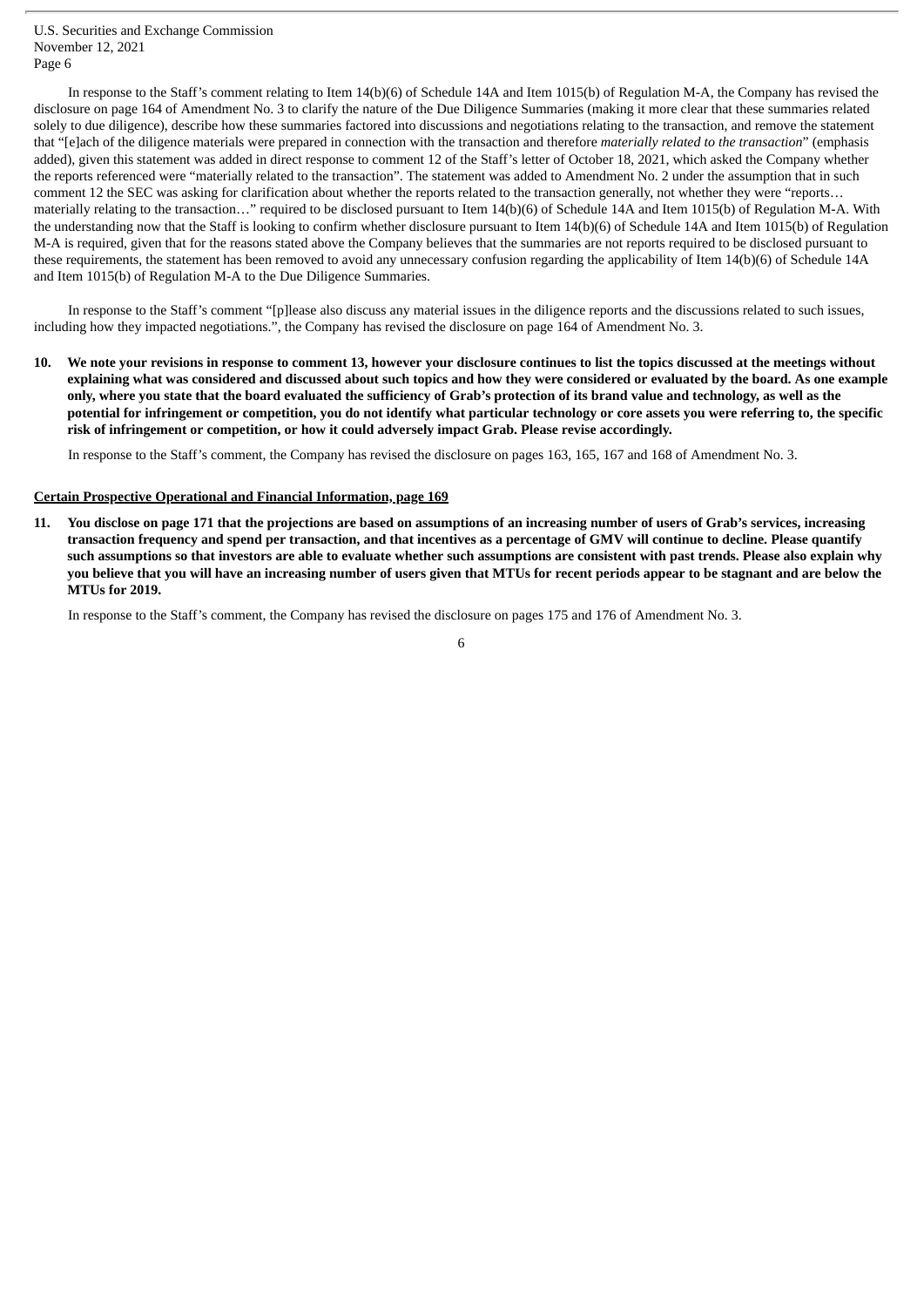In response to the Staff's comment relating to Item 14(b)(6) of Schedule 14A and Item 1015(b) of Regulation M-A, the Company has revised the disclosure on page 164 of Amendment No. 3 to clarify the nature of the Due Diligence Summaries (making it more clear that these summaries related solely to due diligence), describe how these summaries factored into discussions and negotiations relating to the transaction, and remove the statement that "[e]ach of the diligence materials were prepared in connection with the transaction and therefore *materially related to the transaction*" (emphasis added), given this statement was added in direct response to comment 12 of the Staff's letter of October 18, 2021, which asked the Company whether the reports referenced were "materially related to the transaction". The statement was added to Amendment No. 2 under the assumption that in such comment 12 the SEC was asking for clarification about whether the reports related to the transaction generally, not whether they were "reports… materially relating to the transaction…" required to be disclosed pursuant to Item 14(b)(6) of Schedule 14A and Item 1015(b) of Regulation M-A. With the understanding now that the Staff is looking to confirm whether disclosure pursuant to Item 14(b)(6) of Schedule 14A and Item 1015(b) of Regulation M-A is required, given that for the reasons stated above the Company believes that the summaries are not reports required to be disclosed pursuant to these requirements, the statement has been removed to avoid any unnecessary confusion regarding the applicability of Item 14(b)(6) of Schedule 14A and Item 1015(b) of Regulation M-A to the Due Diligence Summaries.

In response to the Staff's comment "[p]lease also discuss any material issues in the diligence reports and the discussions related to such issues, including how they impacted negotiations.", the Company has revised the disclosure on page 164 of Amendment No. 3.

**10. We note your revisions in response to comment 13, however your disclosure continues to list the topics discussed at the meetings without explaining what was considered and discussed about such topics and how they were considered or evaluated by the board. As one example only, where you state that the board evaluated the sufficiency of Grab's protection of its brand value and technology, as well as the potential for infringement or competition, you do not identify what particular technology or core assets you were referring to, the specific risk of infringement or competition, or how it could adversely impact Grab. Please revise accordingly.**

In response to the Staff's comment, the Company has revised the disclosure on pages 163, 165, 167 and 168 of Amendment No. 3.

**<u>Certain Prospective Operational and Financial Information, page 169</u>**

**11. You disclose on page 171 that the projections are based on assumptions of an increasing number of users of Grab's services, increasing transaction frequency and spend per transaction, and that incentives as a percentage of GMV will continue to decline. Please quantify such assumptions so that investors are able to evaluate whether such assumptions are consistent with past trends. Please also explain why you believe that you will have an increasing number of users given that MTUs for recent periods appear to be stagnant and are below the MTUs for 2019.**

In response to the Staff's comment, the Company has revised the disclosure on pages 175 and 176 of Amendment No. 3.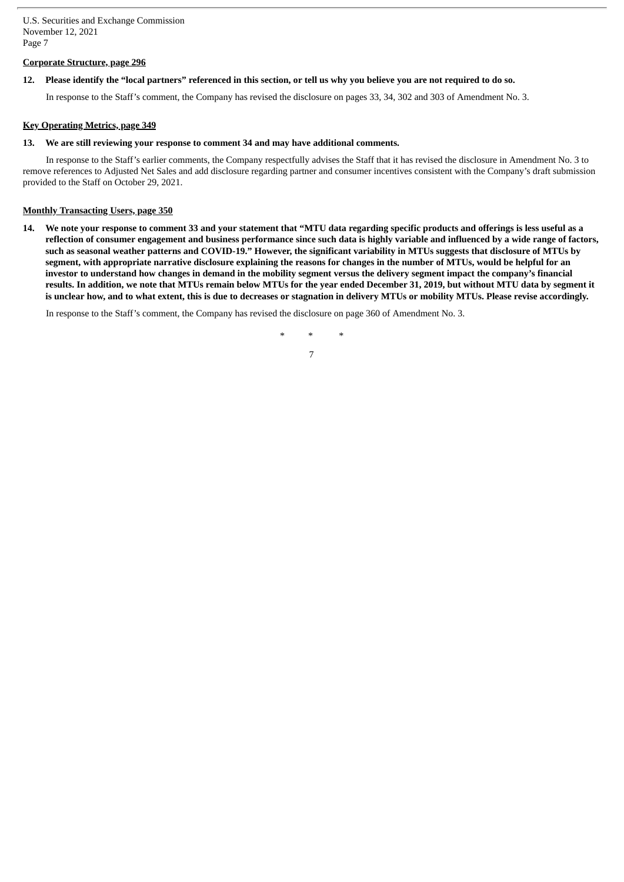**Corporate Structure, page 296**

**12. Please identify the "local partners" referenced in this section, or tell us why you believe you are not required to do so.**

In response to the Staff's comment, the Company has revised the disclosure on pages 33, 34, 302 and 303 of Amendment No. 3.

**Key Operating Metrics, page 349**

**13. We are still reviewing your response to comment 34 and may have additional comments.**

In response to the Staff's earlier comments, the Company respectfully advises the Staff that it has revised the disclosure in Amendment No. 3 to remove references to Adjusted Net Sales and add disclosure regarding partner and consumer incentives consistent with the Company's draft submission provided to the Staff on October 29, 2021.

**Monthly Transacting Users, page 350**

**14. We note your response to comment 33 and your statement that "MTU data regarding specific products and offerings is less useful as a reflection of consumer engagement and business performance since such data is highly variable and influenced by a wide range of factors, such as seasonal weather patterns and COVID-19." However, the significant variability in MTUs suggests that disclosure of MTUs by segment, with appropriate narrative disclosure explaining the reasons for changes in the number of MTUs, would be helpful for an investor to understand how changes in demand in the mobility segment versus the delivery segment impact the company's financial results. In addition, we note that MTUs remain below MTUs for the year ended December 31, 2019, but without MTU data by segment it is unclear how, and to what extent, this is due to decreases or stagnation in delivery MTUs or mobility MTUs. Please revise accordingly.**

In response to the Staff's comment, the Company has revised the disclosure on page 360 of Amendment No. 3.

\* \* \*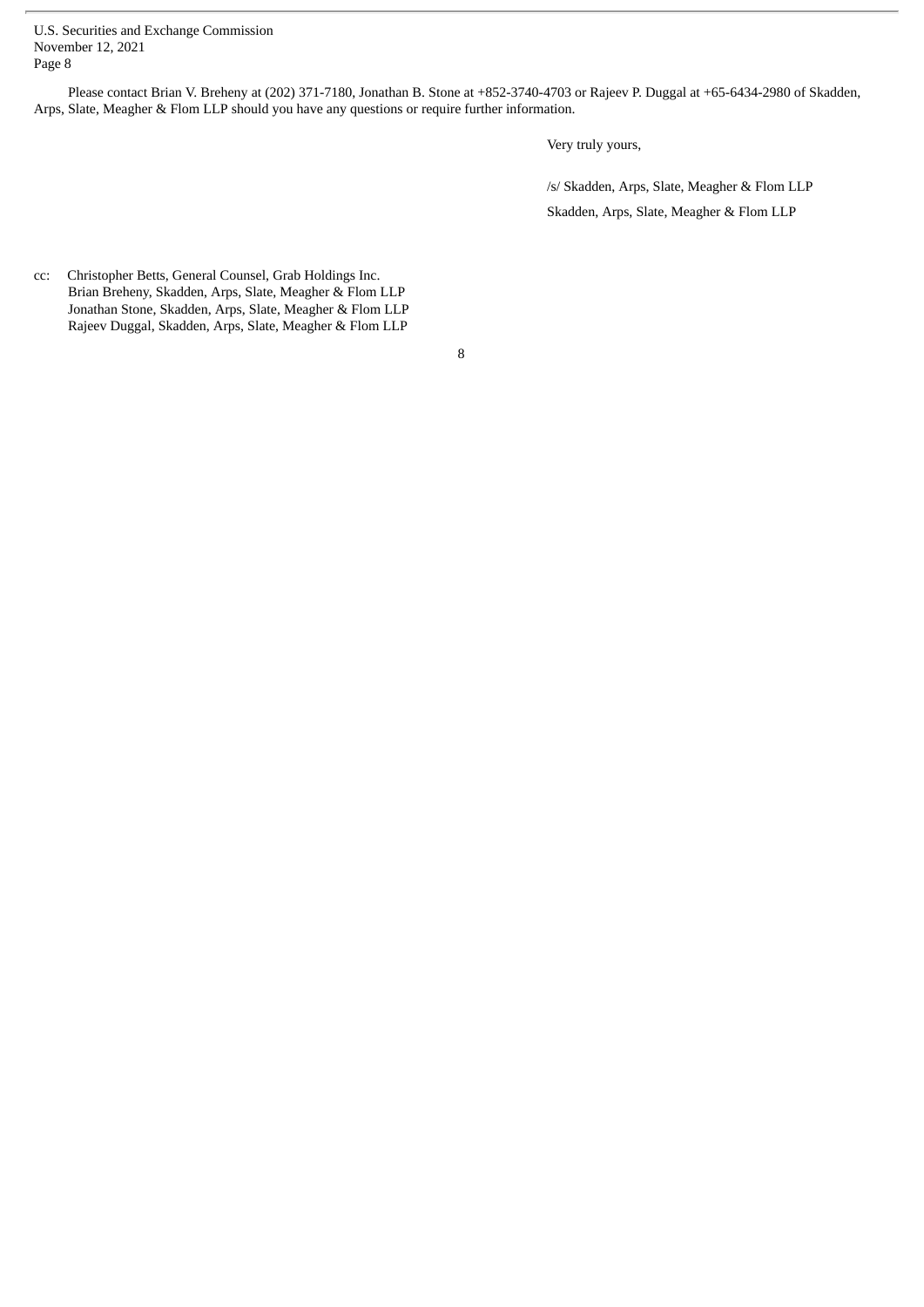Please contact Brian V. Breheny at (202) 371-7180, Jonathan B. Stone at +852-3740-4703 or Rajeev P. Duggal at +65-6434-2980 of Skadden, Arps, Slate, Meagher & Flom LLP should you have any questions or require further information.

Very truly yours,

/s/ Skadden, Arps, Slate, Meagher & Flom LLP

Skadden, Arps, Slate, Meagher & Flom LLP

cc: Christopher Betts, General Counsel, Grab Holdings Inc.
Brian Breheny, Skadden, Arps, Slate, Meagher & Flom LLP
Jonathan Stone, Skadden, Arps, Slate, Meagher & Flom LLP
Rajeev Duggal, Skadden, Arps, Slate, Meagher & Flom LLP